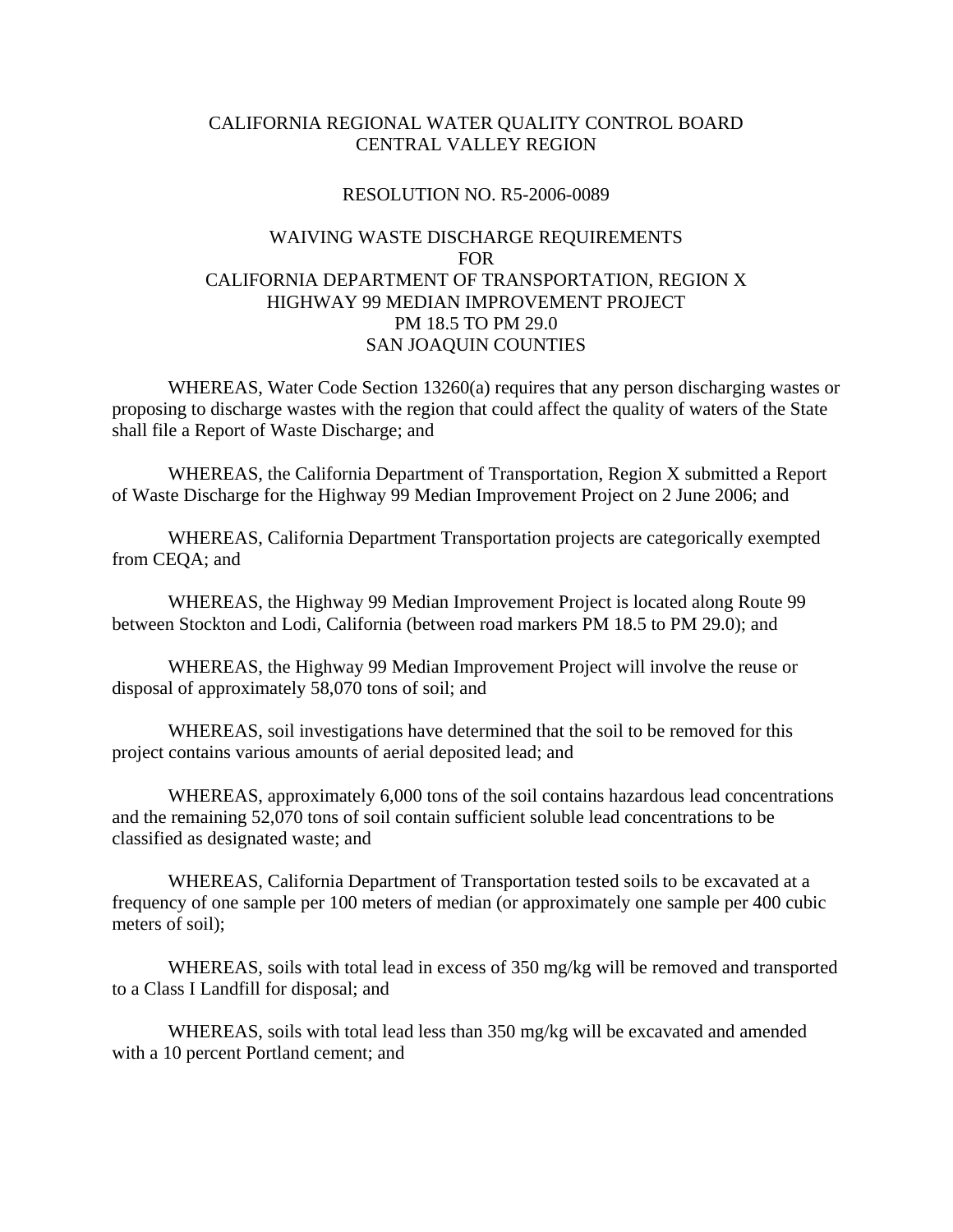CALIFORNIA REGIONAL WATER QUALITY CONTROL BOARD
CENTRAL VALLEY REGION

RESOLUTION NO. R5-2006-0089

WAIVING WASTE DISCHARGE REQUIREMENTS
FOR
CALIFORNIA DEPARTMENT OF TRANSPORTATION, REGION X
HIGHWAY 99 MEDIAN IMPROVEMENT PROJECT
PM 18.5 TO PM 29.0
SAN JOAQUIN COUNTIES

WHEREAS, Water Code Section 13260(a) requires that any person discharging wastes or proposing to discharge wastes with the region that could affect the quality of waters of the State shall file a Report of Waste Discharge; and

WHEREAS, the California Department of Transportation, Region X submitted a Report of Waste Discharge for the Highway 99 Median Improvement Project on 2 June 2006; and

WHEREAS, California Department Transportation projects are categorically exempted from CEQA; and

WHEREAS, the Highway 99 Median Improvement Project is located along Route 99 between Stockton and Lodi, California (between road markers PM 18.5 to PM 29.0); and

WHEREAS, the Highway 99 Median Improvement Project will involve the reuse or disposal of approximately 58,070 tons of soil; and

WHEREAS, soil investigations have determined that the soil to be removed for this project contains various amounts of aerial deposited lead; and

WHEREAS, approximately 6,000 tons of the soil contains hazardous lead concentrations and the remaining 52,070 tons of soil contain sufficient soluble lead concentrations to be classified as designated waste; and

WHEREAS, California Department of Transportation tested soils to be excavated at a frequency of one sample per 100 meters of median (or approximately one sample per 400 cubic meters of soil);

WHEREAS, soils with total lead in excess of 350 mg/kg will be removed and transported to a Class I Landfill for disposal; and

WHEREAS, soils with total lead less than 350 mg/kg will be excavated and amended with a 10 percent Portland cement; and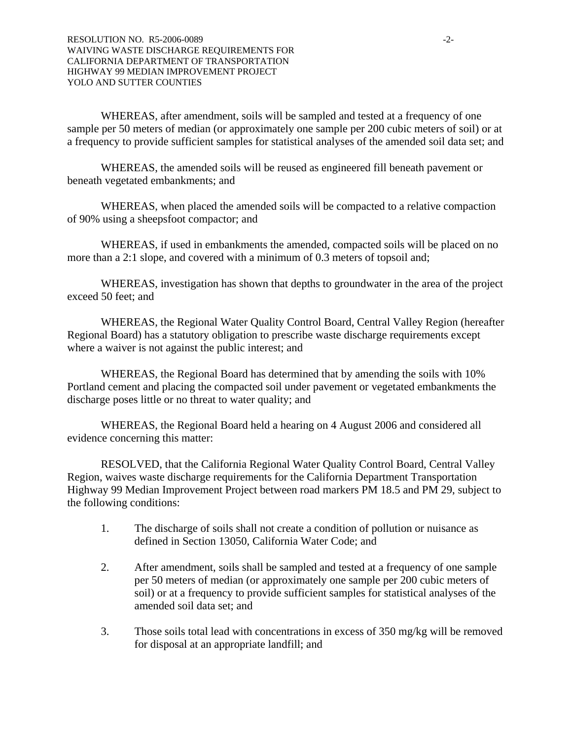WHEREAS, after amendment, soils will be sampled and tested at a frequency of one sample per 50 meters of median (or approximately one sample per 200 cubic meters of soil) or at a frequency to provide sufficient samples for statistical analyses of the amended soil data set; and

WHEREAS, the amended soils will be reused as engineered fill beneath pavement or beneath vegetated embankments; and

WHEREAS, when placed the amended soils will be compacted to a relative compaction of 90% using a sheepsfoot compactor; and

WHEREAS, if used in embankments the amended, compacted soils will be placed on no more than a 2:1 slope, and covered with a minimum of 0.3 meters of topsoil and;

WHEREAS, investigation has shown that depths to groundwater in the area of the project exceed 50 feet; and

WHEREAS, the Regional Water Quality Control Board, Central Valley Region (hereafter Regional Board) has a statutory obligation to prescribe waste discharge requirements except where a waiver is not against the public interest; and

WHEREAS, the Regional Board has determined that by amending the soils with 10% Portland cement and placing the compacted soil under pavement or vegetated embankments the discharge poses little or no threat to water quality; and

WHEREAS, the Regional Board held a hearing on 4 August 2006 and considered all evidence concerning this matter:

RESOLVED, that the California Regional Water Quality Control Board, Central Valley Region, waives waste discharge requirements for the California Department Transportation Highway 99 Median Improvement Project between road markers PM 18.5 and PM 29, subject to the following conditions:

1. The discharge of soils shall not create a condition of pollution or nuisance as defined in Section 13050, California Water Code; and

2. After amendment, soils shall be sampled and tested at a frequency of one sample per 50 meters of median (or approximately one sample per 200 cubic meters of soil) or at a frequency to provide sufficient samples for statistical analyses of the amended soil data set; and

3. Those soils total lead with concentrations in excess of 350 mg/kg will be removed for disposal at an appropriate landfill; and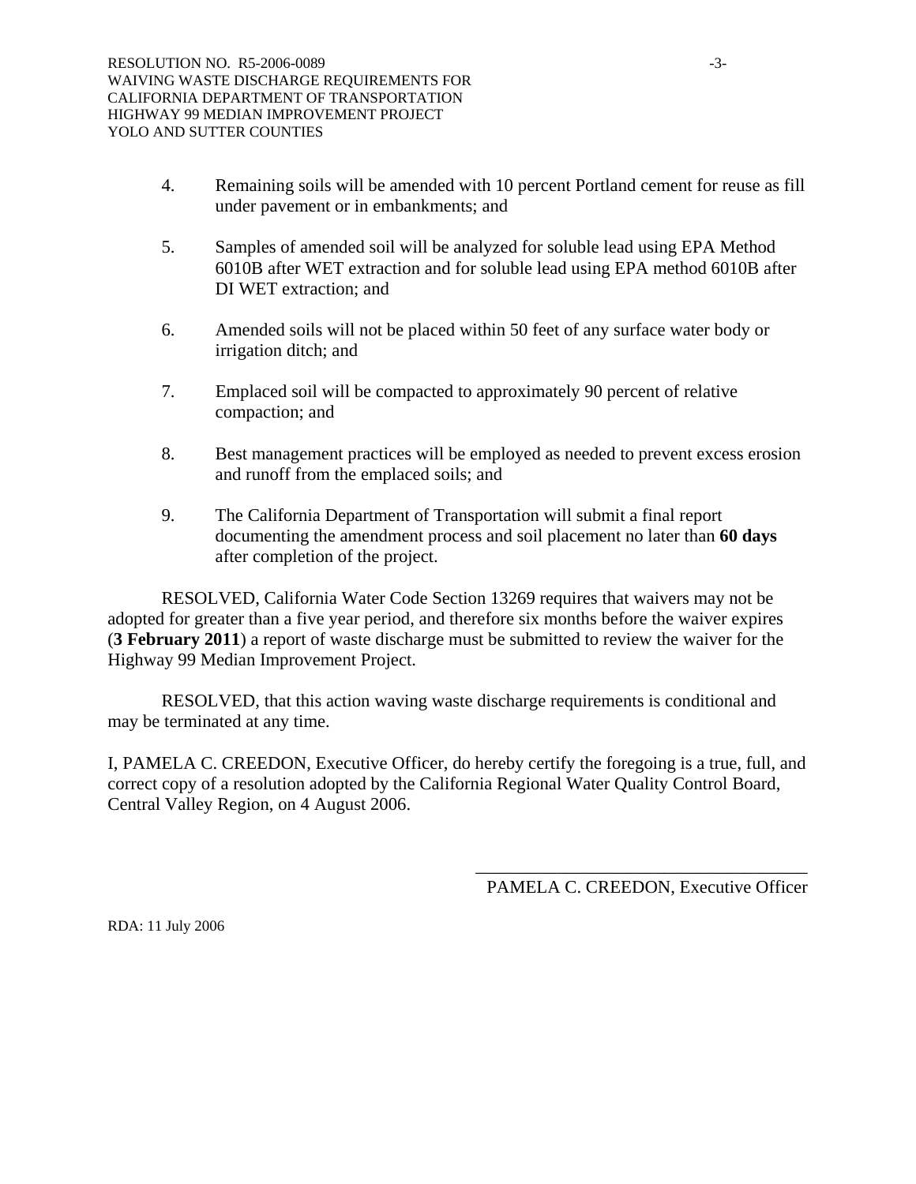4. Remaining soils will be amended with 10 percent Portland cement for reuse as fill under pavement or in embankments; and

5. Samples of amended soil will be analyzed for soluble lead using EPA Method 6010B after WET extraction and for soluble lead using EPA method 6010B after DI WET extraction; and

6. Amended soils will not be placed within 50 feet of any surface water body or irrigation ditch; and

7. Emplaced soil will be compacted to approximately 90 percent of relative compaction; and

8. Best management practices will be employed as needed to prevent excess erosion and runoff from the emplaced soils; and

9. The California Department of Transportation will submit a final report documenting the amendment process and soil placement no later than **60 days** after completion of the project.

RESOLVED, California Water Code Section 13269 requires that waivers may not be adopted for greater than a five year period, and therefore six months before the waiver expires (**3 February 2011**) a report of waste discharge must be submitted to review the waiver for the Highway 99 Median Improvement Project.

RESOLVED, that this action waving waste discharge requirements is conditional and may be terminated at any time.

I, PAMELA C. CREEDON, Executive Officer, do hereby certify the foregoing is a true, full, and correct copy of a resolution adopted by the California Regional Water Quality Control Board, Central Valley Region, on 4 August 2006.

\_\_\_\_\_\_\_\_\_\_\_\_\_\_\_\_\_\_\_\_\_\_\_\_\_\_\_\_\_\_\_\_\_\_\_\_

PAMELA C. CREEDON, Executive Officer

RDA: 11 July 2006